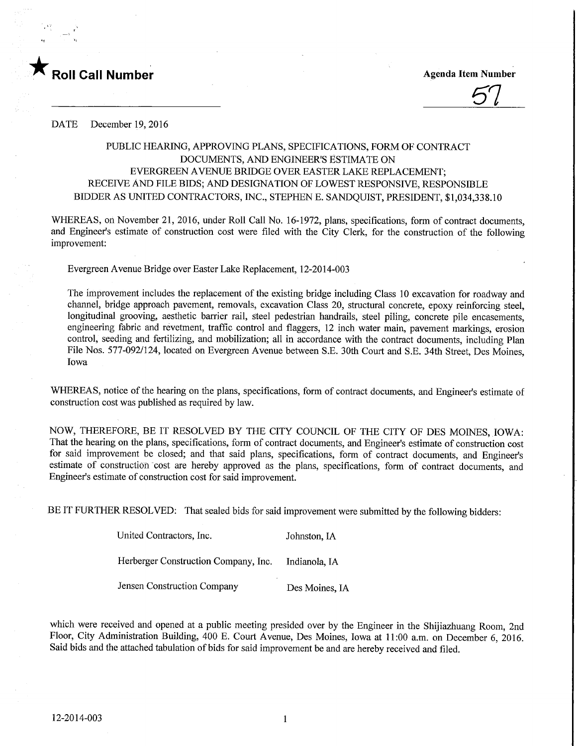★ **Roll Call Number**

**Agenda Item Number**

57

DATE December 19, 2016

PUBLIC HEARING, APPROVING PLANS, SPECIFICATIONS, FORM OF CONTRACT DOCUMENTS, AND ENGINEER'S ESTIMATE ON EVERGREEN AVENUE BRIDGE OVER EASTER LAKE REPLACEMENT; RECEIVE AND FILE BIDS; AND DESIGNATION OF LOWEST RESPONSIVE, RESPONSIBLE BIDDER AS UNITED CONTRACTORS, INC., STEPHEN E. SANDQUIST, PRESIDENT, $1,034,338.10

WHEREAS, on November 21, 2016, under Roll Call No. 16-1972, plans, specifications, form of contract documents, and Engineer's estimate of construction cost were filed with the City Clerk, for the construction of the following improvement:

Evergreen Avenue Bridge over Easter Lake Replacement, 12-2014-003

The improvement includes the replacement of the existing bridge including Class 10 excavation for roadway and channel, bridge approach pavement, removals, excavation Class 20, structural concrete, epoxy reinforcing steel, longitudinal grooving, aesthetic barrier rail, steel pedestrian handrails, steel piling, concrete pile encasements, engineering fabric and revetment, traffic control and flaggers, 12 inch water main, pavement markings, erosion control, seeding and fertilizing, and mobilization; all in accordance with the contract documents, including Plan File Nos. 577-092/124, located on Evergreen Avenue between S.E. 30th Court and S.E. 34th Street, Des Moines, Iowa

WHEREAS, notice of the hearing on the plans, specifications, form of contract documents, and Engineer's estimate of construction cost was published as required by law.

NOW, THEREFORE, BE IT RESOLVED BY THE CITY COUNCIL OF THE CITY OF DES MOINES, IOWA: That the hearing on the plans, specifications, form of contract documents, and Engineer's estimate of construction cost for said improvement be closed; and that said plans, specifications, form of contract documents, and Engineer's estimate of construction cost are hereby approved as the plans, specifications, form of contract documents, and Engineer's estimate of construction cost for said improvement.

BE IT FURTHER RESOLVED: That sealed bids for said improvement were submitted by the following bidders:

| | |
|---|---|
| United Contractors, Inc. | Johnston, IA |
| Herberger Construction Company, Inc. | Indianola, IA |
| Jensen Construction Company | Des Moines, IA |

which were received and opened at a public meeting presided over by the Engineer in the Shijiazhuang Room, 2nd Floor, City Administration Building, 400 E. Court Avenue, Des Moines, Iowa at 11:00 a.m. on December 6, 2016. Said bids and the attached tabulation of bids for said improvement be and are hereby received and filed.

12-2014-003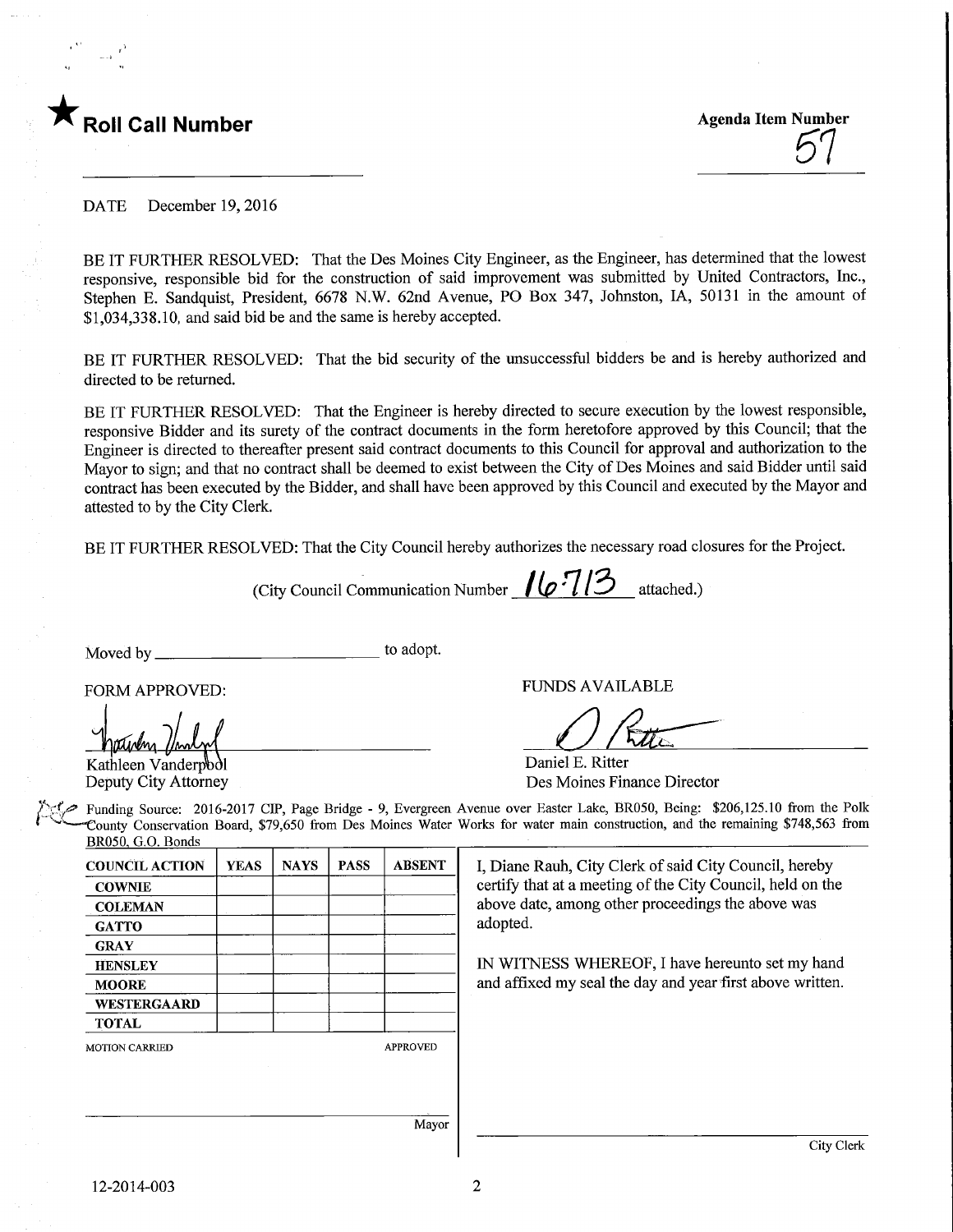★ **Roll Call Number**

**Agenda Item Number**
57

DATE December 19, 2016

BE IT FURTHER RESOLVED: That the Des Moines City Engineer, as the Engineer, has determined that the lowest responsive, responsible bid for the construction of said improvement was submitted by United Contractors, Inc., Stephen E. Sandquist, President, 6678 N.W. 62nd Avenue, PO Box 347, Johnston, IA, 50131 in the amount of $1,034,338.10, and said bid be and the same is hereby accepted.

BE IT FURTHER RESOLVED: That the bid security of the unsuccessful bidders be and is hereby authorized and directed to be returned.

BE IT FURTHER RESOLVED: That the Engineer is hereby directed to secure execution by the lowest responsible, responsive Bidder and its surety of the contract documents in the form heretofore approved by this Council; that the Engineer is directed to thereafter present said contract documents to this Council for approval and authorization to the Mayor to sign; and that no contract shall be deemed to exist between the City of Des Moines and said Bidder until said contract has been executed by the Bidder, and shall have been approved by this Council and executed by the Mayor and attested to by the City Clerk.

BE IT FURTHER RESOLVED: That the City Council hereby authorizes the necessary road closures for the Project.

(City Council Communication Number 16-713 attached.)

Moved by ____________________ to adopt.

FORM APPROVED:

Kathleen Vanderpool
Deputy City Attorney

FUNDS AVAILABLE

Daniel E. Ritter
Des Moines Finance Director

Funding Source: 2016-2017 CIP, Page Bridge - 9, Evergreen Avenue over Easter Lake, BR050, Being: $206,125.10 from the Polk County Conservation Board, $79,650 from Des Moines Water Works for water main construction, and the remaining $748,563 from BR050, G.O. Bonds

| COUNCIL ACTION | YEAS | NAYS | PASS | ABSENT |
|---|---|---|---|---|
| COWNIE | | | | |
| COLEMAN | | | | |
| GATTO | | | | |
| GRAY | | | | |
| HENSLEY | | | | |
| MOORE | | | | |
| WESTERGAARD | | | | |
| TOTAL | | | | |

MOTION CARRIED APPROVED

Mayor

I, Diane Rauh, City Clerk of said City Council, hereby certify that at a meeting of the City Council, held on the above date, among other proceedings the above was adopted.

IN WITNESS WHEREOF, I have hereunto set my hand and affixed my seal the day and year first above written.

City Clerk

12-2014-003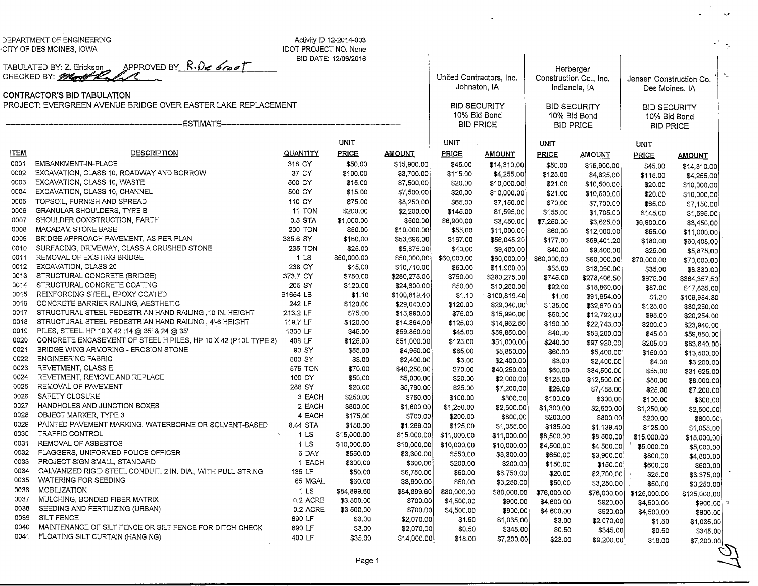DEPARTMENT OF ENGINEERING
CITY OF DES MOINES, IOWA

Activity ID 12-2014-003
IDOT PROJECT NO. None
BID DATE: 12/06/2016

TABULATED BY: Z. Erickson APPROVED BY R. De Groot
CHECKED BY: Matt Rolek

**CONTRACTOR'S BID TABULATION**
PROJECT: EVERGREEN AVENUE BRIDGE OVER EASTER LAKE REPLACEMENT

| | | | ESTIMATE | | United Contractors, Inc. Johnston, IA BID SECURITY 10% Bid Bond BID PRICE | | Herberger Construction Co., Inc. Indianola, IA BID SECURITY 10% Bid Bond BID PRICE | | Jensen Construction Co. Des Moines, IA BID SECURITY 10% Bid Bond BID PRICE | |
|---|---|---|---|---|---|---|---|---|---|---|
| **ITEM** | **DESCRIPTION** | **QUANTITY** | **UNIT PRICE** | **AMOUNT** | **UNIT PRICE** | **AMOUNT** | **UNIT PRICE** | **AMOUNT** | **UNIT PRICE** | **AMOUNT** |
| 0001 | EMBANKMENT-IN-PLACE | 318 CY | $50.00 | $15,900.00 | $45.00 | $14,310.00 | $50.00 | $15,900.00 | $45.00 | $14,310.00 |
| 0002 | EXCAVATION, CLASS 10, ROADWAY AND BORROW | 37 CY | $100.00 | $3,700.00 | $115.00 | $4,255.00 | $125.00 | $4,625.00 | $115.00 | $4,255.00 |
| 0003 | EXCAVATION, CLASS 10, WASTE | 500 CY | $15.00 | $7,500.00 | $20.00 | $10,000.00 | $21.00 | $10,500.00 | $20.00 | $10,000.00 |
| 0004 | EXCAVATION, CLASS 10, CHANNEL | 500 CY | $15.00 | $7,500.00 | $20.00 | $10,000.00 | $21.00 | $10,500.00 | $20.00 | $10,000.00 |
| 0005 | TOPSOIL, FURNISH AND SPREAD | 110 CY | $75.00 | $8,250.00 | $65.00 | $7,150.00 | $70.00 | $7,700.00 | $65.00 | $7,150.00 |
| 0006 | GRANULAR SHOULDERS, TYPE B | 11 TON | $200.00 | $2,200.00 | $145.00 | $1,595.00 | $155.00 | $1,705.00 | $145.00 | $1,595.00 |
| 0007 | SHOULDER CONSTRUCTION, EARTH | 0.5 STA | $1,000.00 | $500.00 | $6,900.00 | $3,450.00 | $7,250.00 | $3,625.00 | $6,900.00 | $3,450.00 |
| 0008 | MACADAM STONE BASE | 200 TON | $50.00 | $10,000.00 | $55.00 | $11,000.00 | $60.00 | $12,000.00 | $55.00 | $11,000.00 |
| 0009 | BRIDGE APPROACH PAVEMENT, AS PER PLAN | 335.6 SY | $160.00 | $53,696.00 | $167.00 | $56,045.20 | $177.00 | $59,401.20 | $180.00 | $60,408.00 |
| 0010 | SURFACING, DRIVEWAY, CLASS A CRUSHED STONE | 235 TON | $25.00 | $5,875.00 | $40.00 | $9,400.00 | $40.00 | $9,400.00 | $25.00 | $5,875.00 |
| 0011 | REMOVAL OF EXISTING BRIDGE | 1 LS | $50,000.00 | $50,000.00 | $60,000.00 | $60,000.00 | $60,000.00 | $60,000.00 | $70,000.00 | $70,000.00 |
| 0012 | EXCAVATION, CLASS 20 | 238 CY | $45.00 | $10,710.00 | $50.00 | $11,900.00 | $55.00 | $13,090.00 | $35.00 | $8,330.00 |
| 0013 | STRUCTURAL CONCRETE (BRIDGE) | 373.7 CY | $750.00 | $280,275.00 | $750.00 | $280,275.00 | $745.00 | $278,406.50 | $975.00 | $364,357.50 |
| 0014 | STRUCTURAL CONCRETE COATING | 205 SY | $120.00 | $24,600.00 | $50.00 | $10,250.00 | $92.00 | $18,860.00 | $87.00 | $17,835.00 |
| 0015 | REINFORCING STEEL, EPOXY COATED | 91654 LB | $1.10 | $100,819.40 | $1.10 | $100,819.40 | $1.00 | $91,654.00 | $1.20 | $109,984.80 |
| 0016 | CONCRETE BARRIER RAILING, AESTHETIC | 242 LF | $120.00 | $29,040.00 | $120.00 | $29,040.00 | $135.00 | $32,670.00 | $125.00 | $30,250.00 |
| 0017 | STRUCTURAL STEEL PEDESTRIAN HAND RAILING ,10 IN. HEIGHT | 213.2 LF | $75.00 | $15,990.00 | $75.00 | $15,990.00 | $60.00 | $12,792.00 | $95.00 | $20,254.00 |
| 0018 | STRUCTURAL STEEL PEDESTRIAN HAND RAILING , 4'-6 HEIGHT | 119.7 LF | $120.00 | $14,364.00 | $125.00 | $14,962.50 | $190.00 | $22,743.00 | $200.00 | $23,940.00 |
| 0019 | PILES, STEEL, HP 10 X 42 ;14 @ 35' & 24 @ 35' | 1330 LF | $45.00 | $59,850.00 | $45.00 | $59,850.00 | $40.00 | $53,200.00 | $45.00 | $59,850.00 |
| 0020 | CONCRETE ENCASEMENT OF STEEL H PILES, HP 10 X 42 (P10L TYPE 3) | 408 LF | $125.00 | $51,000.00 | $125.00 | $51,000.00 | $240.00 | $97,920.00 | $205.00 | $83,640.00 |
| 0021 | BRIDGE WING ARMORING - EROSION STONE | 90 SY | $55.00 | $4,950.00 | $65.00 | $5,850.00 | $60.00 | $5,400.00 | $150.00 | $13,500.00 |
| 0022 | ENGINEERING FABRIC | 800 SY | $3.00 | $2,400.00 | $3.00 | $2,400.00 | $3.00 | $2,400.00 | $4.00 | $3,200.00 |
| 0023 | REVETMENT, CLASS E | 575 TON | $70.00 | $40,250.00 | $70.00 | $40,250.00 | $60.00 | $34,500.00 | $55.00 | $31,625.00 |
| 0024 | REVETMENT, REMOVE AND REPLACE | 100 CY | $50.00 | $5,000.00 | $20.00 | $2,000.00 | $125.00 | $12,500.00 | $80.00 | $8,000.00 |
| 0025 | REMOVAL OF PAVEMENT | 288 SY | $20.00 | $5,760.00 | $25.00 | $7,200.00 | $26.00 | $7,488.00 | $25.00 | $7,200.00 |
| 0026 | SAFETY CLOSURE | 3 EACH | $250.00 | $750.00 | $100.00 | $300.00 | $100.00 | $300.00 | $100.00 | $300.00 |
| 0027 | HANDHOLES AND JUNCTION BOXES | 2 EACH | $800.00 | $1,600.00 | $1,250.00 | $2,500.00 | $1,300.00 | $2,600.00 | $1,250.00 | $2,500.00 |
| 0028 | OBJECT MARKER, TYPE 3 | 4 EACH | $175.00 | $700.00 | $200.00 | $800.00 | $200.00 | $800.00 | $200.00 | $800.00 |
| 0029 | PAINTED PAVEMENT MARKING, WATERBORNE OR SOLVENT-BASED | 8.44 STA | $150.00 | $1,266.00 | $125.00 | $1,055.00 | $135.00 | $1,139.40 | $125.00 | $1,055.00 |
| 0030 | TRAFFIC CONTROL | 1 LS | $15,000.00 | $15,000.00 | $11,000.00 | $11,000.00 | $8,500.00 | $8,500.00 | $15,000.00 | $15,000.00 |
| 0031 | REMOVAL OF ASBESTOS | 1 LS | $10,000.00 | $10,000.00 | $10,000.00 | $10,000.00 | $4,500.00 | $4,500.00 | $5,000.00 | $5,000.00 |
| 0032 | FLAGGERS, UNIFORMED POLICE OFFICER | 6 DAY | $550.00 | $3,300.00 | $550.00 | $3,300.00 | $650.00 | $3,900.00 | $800.00 | $4,800.00 |
| 0033 | PROJECT SIGN SMALL, STANDARD | 1 EACH | $300.00 | $300.00 | $200.00 | $200.00 | $150.00 | $150.00 | $600.00 | $600.00 |
| 0034 | GALVANIZED RIGID STEEL CONDUIT, 2 IN. DIA., WITH PULL STRING | 135 LF | $50.00 | $6,750.00 | $50.00 | $6,750.00 | $20.00 | $2,700.00 | $25.00 | $3,375.00 |
| 0035 | WATERING FOR SEEDING | 65 MGAL | $60.00 | $3,900.00 | $50.00 | $3,250.00 | $50.00 | $3,250.00 | $50.00 | $3,250.00 |
| 0036 | MOBILIZATION | 1 LS | $84,899.60 | $84,899.60 | $80,000.00 | $80,000.00 | $76,000.00 | $76,000.00 | $125,000.00 | $125,000.00 |
| 0037 | MULCHING, BONDED FIBER MATRIX | 0.2 ACRE | $3,500.00 | $700.00 | $4,500.00 | $900.00 | $4,600.00 | $920.00 | $4,500.00 | $900.00 |
| 0038 | SEEDING AND FERTILIZING (URBAN) | 0.2 ACRE | $3,500.00 | $700.00 | $4,500.00 | $900.00 | $4,600.00 | $920.00 | $4,500.00 | $900.00 |
| 0039 | SILT FENCE | 690 LF | $3.00 | $2,070.00 | $1.50 | $1,035.00 | $3.00 | $2,070.00 | $1.50 | $1,035.00 |
| 0040 | MAINTENANCE OF SILT FENCE OR SILT FENCE FOR DITCH CHECK | 690 LF | $3.00 | $2,070.00 | $0.50 | $345.00 | $0.50 | $345.00 | $0.50 | $345.00 |
| 0041 | FLOATING SILT CURTAIN (HANGING) | 400 LF | $35.00 | $14,000.00 | $18.00 | $7,200.00 | $23.00 | $9,200.00 | $18.00 | $7,200.00 |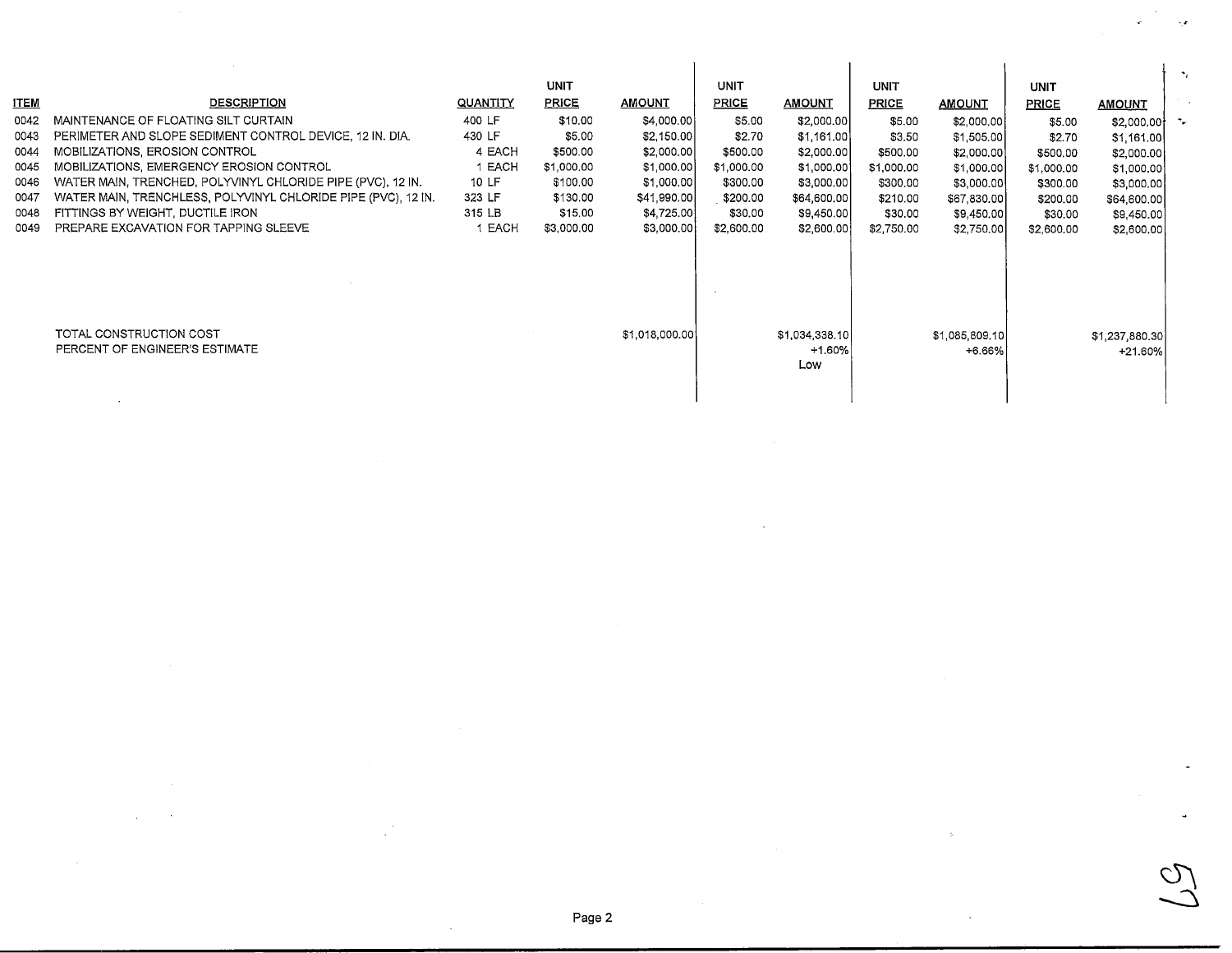| ITEM | DESCRIPTION | QUANTITY | UNIT PRICE | AMOUNT | UNIT PRICE | AMOUNT | UNIT PRICE | AMOUNT | UNIT PRICE | AMOUNT |
|---|---|---|---|---|---|---|---|---|---|---|
| 0042 | MAINTENANCE OF FLOATING SILT CURTAIN | 400 LF | $10.00 | $4,000.00 | $5.00 | $2,000.00 | $5.00 | $2,000.00 | $5.00 | $2,000.00 |
| 0043 | PERIMETER AND SLOPE SEDIMENT CONTROL DEVICE, 12 IN. DIA. | 430 LF | $5.00 | $2,150.00 | $2.70 | $1,161.00 | $3.50 | $1,505.00 | $2.70 | $1,161.00 |
| 0044 | MOBILIZATIONS, EROSION CONTROL | 4 EACH | $500.00 | $2,000.00 | $500.00 | $2,000.00 | $500.00 | $2,000.00 | $500.00 | $2,000.00 |
| 0045 | MOBILIZATIONS, EMERGENCY EROSION CONTROL | 1 EACH | $1,000.00 | $1,000.00 | $1,000.00 | $1,000.00 | $1,000.00 | $1,000.00 | $1,000.00 | $1,000.00 |
| 0046 | WATER MAIN, TRENCHED, POLYVINYL CHLORIDE PIPE (PVC), 12 IN. | 10 LF | $100.00 | $1,000.00 | $300.00 | $3,000.00 | $300.00 | $3,000.00 | $300.00 | $3,000.00 |
| 0047 | WATER MAIN, TRENCHLESS, POLYVINYL CHLORIDE PIPE (PVC), 12 IN. | 323 LF | $130.00 | $41,990.00 | $200.00 | $64,600.00 | $210.00 | $67,830.00 | $200.00 | $64,600.00 |
| 0048 | FITTINGS BY WEIGHT, DUCTILE IRON | 315 LB | $15.00 | $4,725.00 | $30.00 | $9,450.00 | $30.00 | $9,450.00 | $30.00 | $9,450.00 |
| 0049 | PREPARE EXCAVATION FOR TAPPING SLEEVE | 1 EACH | $3,000.00 | $3,000.00 | $2,600.00 | $2,600.00 | $2,750.00 | $2,750.00 | $2,600.00 | $2,600.00 |
| | TOTAL CONSTRUCTION COST | | | $1,018,000.00 | | $1,034,338.10 | | $1,085,809.10 | | $1,237,880.30 |
| | PERCENT OF ENGINEER'S ESTIMATE | | | | | +1.60% Low | | +6.66% | | +21.60% |